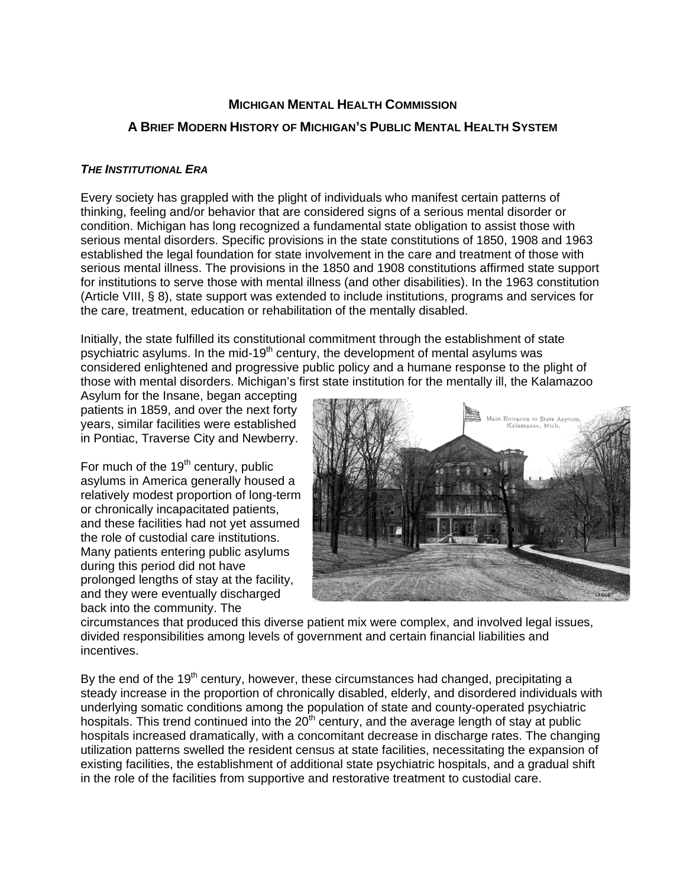# MICHIGAN MENTAL HEALTH COMMISSION

## A BRIEF MODERN HISTORY OF MICHIGAN'S PUBLIC MENTAL HEALTH SYSTEM

### *THE INSTITUTIONAL ERA*

Every society has grappled with the plight of individuals who manifest certain patterns of thinking, feeling and/or behavior that are considered signs of a serious mental disorder or condition. Michigan has long recognized a fundamental state obligation to assist those with serious mental disorders. Specific provisions in the state constitutions of 1850, 1908 and 1963 established the legal foundation for state involvement in the care and treatment of those with serious mental illness. The provisions in the 1850 and 1908 constitutions affirmed state support for institutions to serve those with mental illness (and other disabilities). In the 1963 constitution (Article VIII, § 8), state support was extended to include institutions, programs and services for the care, treatment, education or rehabilitation of the mentally disabled.

Initially, the state fulfilled its constitutional commitment through the establishment of state psychiatric asylums. In the mid-19th century, the development of mental asylums was considered enlightened and progressive public policy and a humane response to the plight of those with mental disorders. Michigan's first state institution for the mentally ill, the Kalamazoo Asylum for the Insane, began accepting patients in 1859, and over the next forty years, similar facilities were established in Pontiac, Traverse City and Newberry.

For much of the 19th century, public asylums in America generally housed a relatively modest proportion of long-term or chronically incapacitated patients, and these facilities had not yet assumed the role of custodial care institutions. Many patients entering public asylums during this period did not have prolonged lengths of stay at the facility, and they were eventually discharged back into the community. The circumstances that produced this diverse patient mix were complex, and involved legal issues, divided responsibilities among levels of government and certain financial liabilities and incentives.

By the end of the 19th century, however, these circumstances had changed, precipitating a steady increase in the proportion of chronically disabled, elderly, and disordered individuals with underlying somatic conditions among the population of state and county-operated psychiatric hospitals. This trend continued into the 20th century, and the average length of stay at public hospitals increased dramatically, with a concomitant decrease in discharge rates. The changing utilization patterns swelled the resident census at state facilities, necessitating the expansion of existing facilities, the establishment of additional state psychiatric hospitals, and a gradual shift in the role of the facilities from supportive and restorative treatment to custodial care.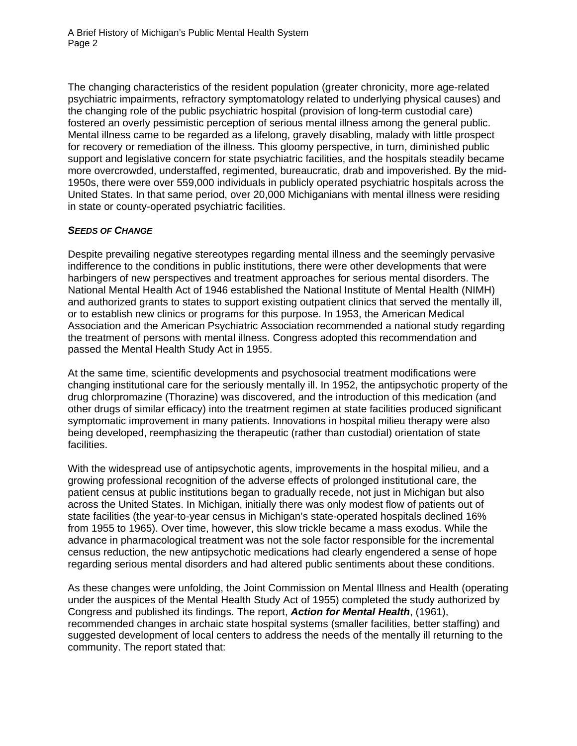The changing characteristics of the resident population (greater chronicity, more age-related psychiatric impairments, refractory symptomatology related to underlying physical causes) and the changing role of the public psychiatric hospital (provision of long-term custodial care) fostered an overly pessimistic perception of serious mental illness among the general public. Mental illness came to be regarded as a lifelong, gravely disabling, malady with little prospect for recovery or remediation of the illness. This gloomy perspective, in turn, diminished public support and legislative concern for state psychiatric facilities, and the hospitals steadily became more overcrowded, understaffed, regimented, bureaucratic, drab and impoverished. By the mid-1950s, there were over 559,000 individuals in publicly operated psychiatric hospitals across the United States. In that same period, over 20,000 Michiganians with mental illness were residing in state or county-operated psychiatric facilities.

### ***Seeds of Change***

Despite prevailing negative stereotypes regarding mental illness and the seemingly pervasive indifference to the conditions in public institutions, there were other developments that were harbingers of new perspectives and treatment approaches for serious mental disorders. The National Mental Health Act of 1946 established the National Institute of Mental Health (NIMH) and authorized grants to states to support existing outpatient clinics that served the mentally ill, or to establish new clinics or programs for this purpose. In 1953, the American Medical Association and the American Psychiatric Association recommended a national study regarding the treatment of persons with mental illness. Congress adopted this recommendation and passed the Mental Health Study Act in 1955.

At the same time, scientific developments and psychosocial treatment modifications were changing institutional care for the seriously mentally ill. In 1952, the antipsychotic property of the drug chlorpromazine (Thorazine) was discovered, and the introduction of this medication (and other drugs of similar efficacy) into the treatment regimen at state facilities produced significant symptomatic improvement in many patients. Innovations in hospital milieu therapy were also being developed, reemphasizing the therapeutic (rather than custodial) orientation of state facilities.

With the widespread use of antipsychotic agents, improvements in the hospital milieu, and a growing professional recognition of the adverse effects of prolonged institutional care, the patient census at public institutions began to gradually recede, not just in Michigan but also across the United States. In Michigan, initially there was only modest flow of patients out of state facilities (the year-to-year census in Michigan's state-operated hospitals declined 16% from 1955 to 1965). Over time, however, this slow trickle became a mass exodus. While the advance in pharmacological treatment was not the sole factor responsible for the incremental census reduction, the new antipsychotic medications had clearly engendered a sense of hope regarding serious mental disorders and had altered public sentiments about these conditions.

As these changes were unfolding, the Joint Commission on Mental Illness and Health (operating under the auspices of the Mental Health Study Act of 1955) completed the study authorized by Congress and published its findings. The report, ***Action for Mental Health***, (1961), recommended changes in archaic state hospital systems (smaller facilities, better staffing) and suggested development of local centers to address the needs of the mentally ill returning to the community. The report stated that: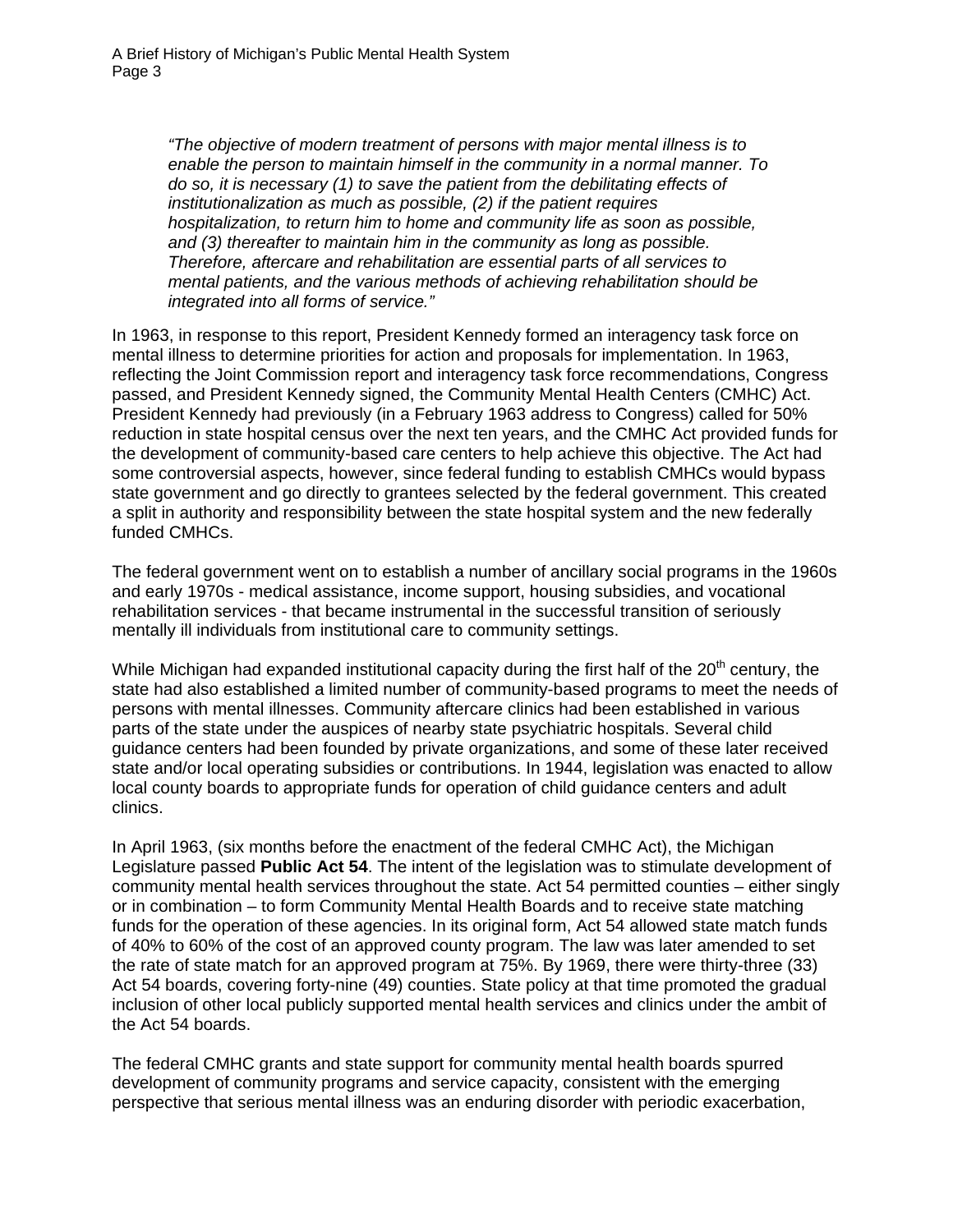*"The objective of modern treatment of persons with major mental illness is to enable the person to maintain himself in the community in a normal manner. To do so, it is necessary (1) to save the patient from the debilitating effects of institutionalization as much as possible, (2) if the patient requires hospitalization, to return him to home and community life as soon as possible, and (3) thereafter to maintain him in the community as long as possible. Therefore, aftercare and rehabilitation are essential parts of all services to mental patients, and the various methods of achieving rehabilitation should be integrated into all forms of service."*

In 1963, in response to this report, President Kennedy formed an interagency task force on mental illness to determine priorities for action and proposals for implementation. In 1963, reflecting the Joint Commission report and interagency task force recommendations, Congress passed, and President Kennedy signed, the Community Mental Health Centers (CMHC) Act. President Kennedy had previously (in a February 1963 address to Congress) called for 50% reduction in state hospital census over the next ten years, and the CMHC Act provided funds for the development of community-based care centers to help achieve this objective. The Act had some controversial aspects, however, since federal funding to establish CMHCs would bypass state government and go directly to grantees selected by the federal government. This created a split in authority and responsibility between the state hospital system and the new federally funded CMHCs.

The federal government went on to establish a number of ancillary social programs in the 1960s and early 1970s - medical assistance, income support, housing subsidies, and vocational rehabilitation services - that became instrumental in the successful transition of seriously mentally ill individuals from institutional care to community settings.

While Michigan had expanded institutional capacity during the first half of the 20th century, the state had also established a limited number of community-based programs to meet the needs of persons with mental illnesses. Community aftercare clinics had been established in various parts of the state under the auspices of nearby state psychiatric hospitals. Several child guidance centers had been founded by private organizations, and some of these later received state and/or local operating subsidies or contributions. In 1944, legislation was enacted to allow local county boards to appropriate funds for operation of child guidance centers and adult clinics.

In April 1963, (six months before the enactment of the federal CMHC Act), the Michigan Legislature passed **Public Act 54**. The intent of the legislation was to stimulate development of community mental health services throughout the state. Act 54 permitted counties – either singly or in combination – to form Community Mental Health Boards and to receive state matching funds for the operation of these agencies. In its original form, Act 54 allowed state match funds of 40% to 60% of the cost of an approved county program. The law was later amended to set the rate of state match for an approved program at 75%. By 1969, there were thirty-three (33) Act 54 boards, covering forty-nine (49) counties. State policy at that time promoted the gradual inclusion of other local publicly supported mental health services and clinics under the ambit of the Act 54 boards.

The federal CMHC grants and state support for community mental health boards spurred development of community programs and service capacity, consistent with the emerging perspective that serious mental illness was an enduring disorder with periodic exacerbation,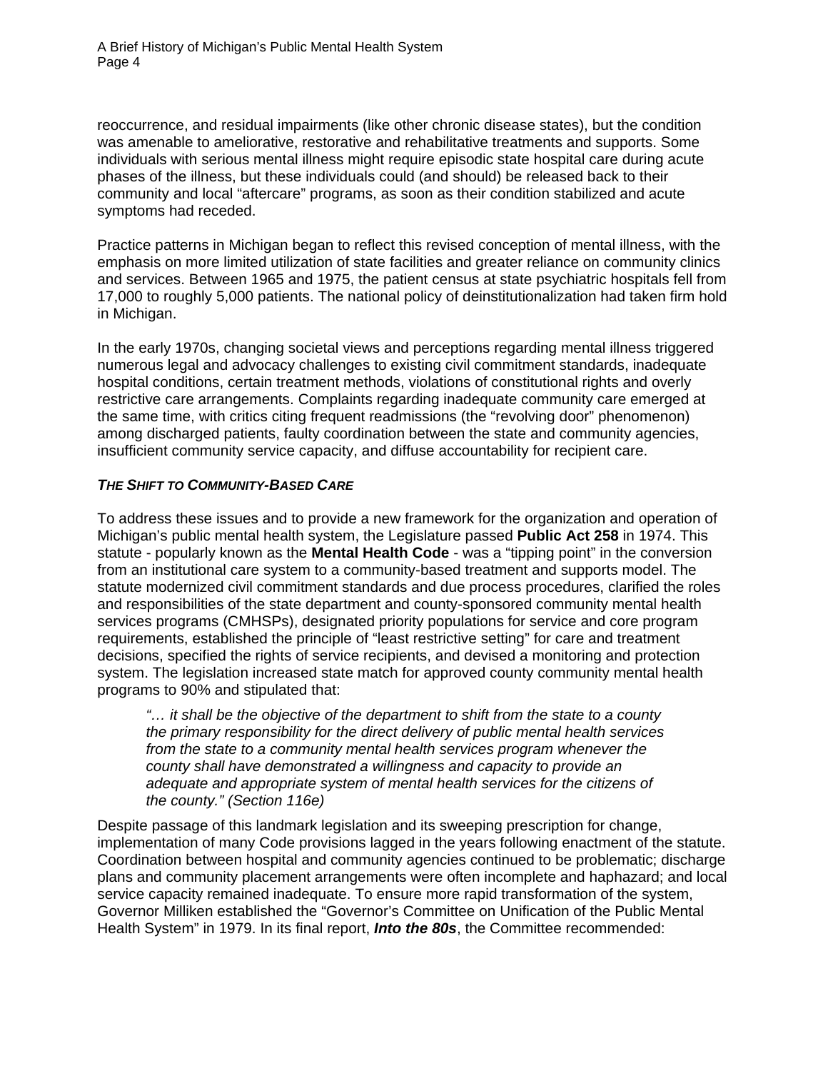reoccurrence, and residual impairments (like other chronic disease states), but the condition was amenable to ameliorative, restorative and rehabilitative treatments and supports. Some individuals with serious mental illness might require episodic state hospital care during acute phases of the illness, but these individuals could (and should) be released back to their community and local "aftercare" programs, as soon as their condition stabilized and acute symptoms had receded.

Practice patterns in Michigan began to reflect this revised conception of mental illness, with the emphasis on more limited utilization of state facilities and greater reliance on community clinics and services. Between 1965 and 1975, the patient census at state psychiatric hospitals fell from 17,000 to roughly 5,000 patients. The national policy of deinstitutionalization had taken firm hold in Michigan.

In the early 1970s, changing societal views and perceptions regarding mental illness triggered numerous legal and advocacy challenges to existing civil commitment standards, inadequate hospital conditions, certain treatment methods, violations of constitutional rights and overly restrictive care arrangements. Complaints regarding inadequate community care emerged at the same time, with critics citing frequent readmissions (the "revolving door" phenomenon) among discharged patients, faulty coordination between the state and community agencies, insufficient community service capacity, and diffuse accountability for recipient care.

### *The Shift to Community-Based Care*

To address these issues and to provide a new framework for the organization and operation of Michigan's public mental health system, the Legislature passed **Public Act 258** in 1974. This statute - popularly known as the **Mental Health Code** - was a "tipping point" in the conversion from an institutional care system to a community-based treatment and supports model. The statute modernized civil commitment standards and due process procedures, clarified the roles and responsibilities of the state department and county-sponsored community mental health services programs (CMHSPs), designated priority populations for service and core program requirements, established the principle of "least restrictive setting" for care and treatment decisions, specified the rights of service recipients, and devised a monitoring and protection system. The legislation increased state match for approved county community mental health programs to 90% and stipulated that:

> *"… it shall be the objective of the department to shift from the state to a county the primary responsibility for the direct delivery of public mental health services from the state to a community mental health services program whenever the county shall have demonstrated a willingness and capacity to provide an adequate and appropriate system of mental health services for the citizens of the county." (Section 116e)*

Despite passage of this landmark legislation and its sweeping prescription for change, implementation of many Code provisions lagged in the years following enactment of the statute. Coordination between hospital and community agencies continued to be problematic; discharge plans and community placement arrangements were often incomplete and haphazard; and local service capacity remained inadequate. To ensure more rapid transformation of the system, Governor Milliken established the "Governor's Committee on Unification of the Public Mental Health System" in 1979. In its final report, ***Into the 80s***, the Committee recommended: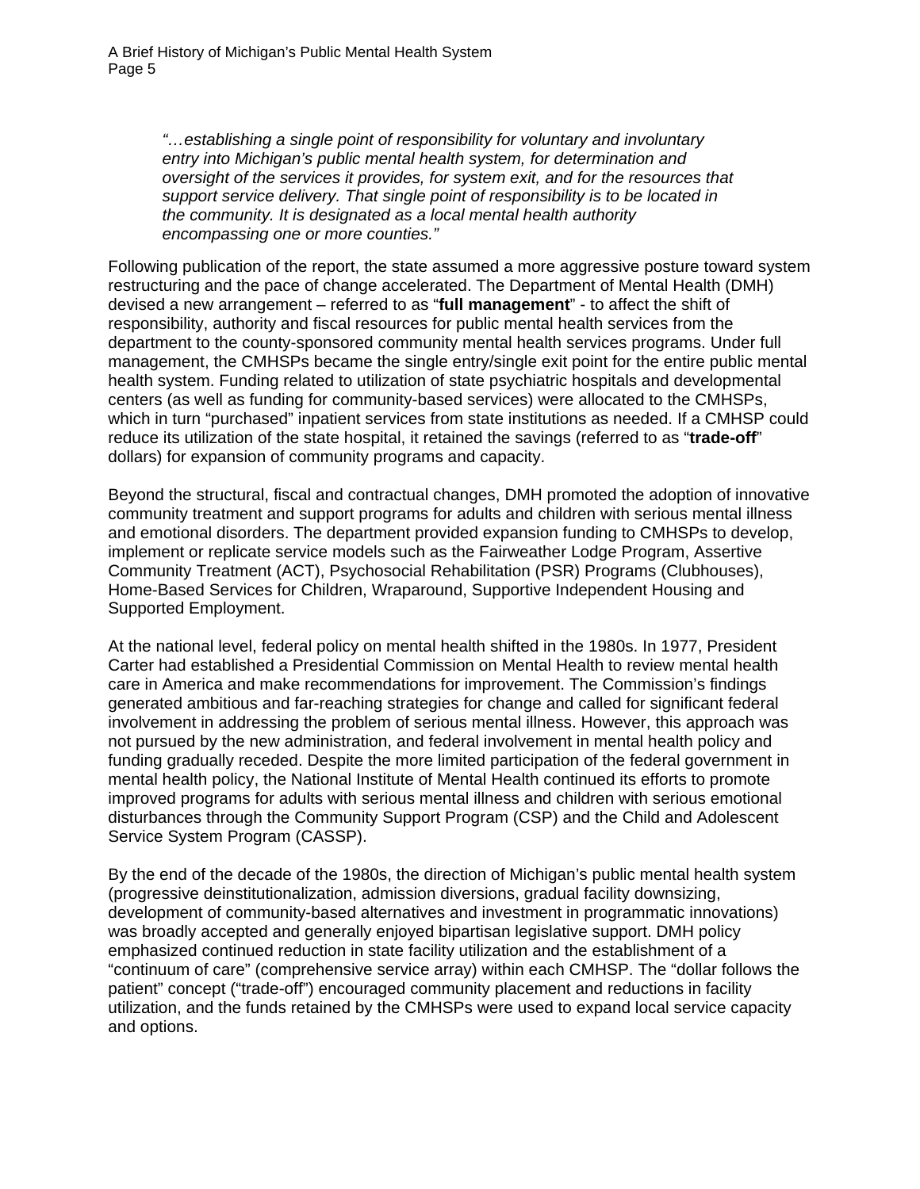> *"…establishing a single point of responsibility for voluntary and involuntary entry into Michigan's public mental health system, for determination and oversight of the services it provides, for system exit, and for the resources that support service delivery. That single point of responsibility is to be located in the community. It is designated as a local mental health authority encompassing one or more counties."*

Following publication of the report, the state assumed a more aggressive posture toward system restructuring and the pace of change accelerated. The Department of Mental Health (DMH) devised a new arrangement – referred to as "**full management**" - to affect the shift of responsibility, authority and fiscal resources for public mental health services from the department to the county-sponsored community mental health services programs. Under full management, the CMHSPs became the single entry/single exit point for the entire public mental health system. Funding related to utilization of state psychiatric hospitals and developmental centers (as well as funding for community-based services) were allocated to the CMHSPs, which in turn "purchased" inpatient services from state institutions as needed. If a CMHSP could reduce its utilization of the state hospital, it retained the savings (referred to as "**trade-off**" dollars) for expansion of community programs and capacity.

Beyond the structural, fiscal and contractual changes, DMH promoted the adoption of innovative community treatment and support programs for adults and children with serious mental illness and emotional disorders. The department provided expansion funding to CMHSPs to develop, implement or replicate service models such as the Fairweather Lodge Program, Assertive Community Treatment (ACT), Psychosocial Rehabilitation (PSR) Programs (Clubhouses), Home-Based Services for Children, Wraparound, Supportive Independent Housing and Supported Employment.

At the national level, federal policy on mental health shifted in the 1980s. In 1977, President Carter had established a Presidential Commission on Mental Health to review mental health care in America and make recommendations for improvement. The Commission's findings generated ambitious and far-reaching strategies for change and called for significant federal involvement in addressing the problem of serious mental illness. However, this approach was not pursued by the new administration, and federal involvement in mental health policy and funding gradually receded. Despite the more limited participation of the federal government in mental health policy, the National Institute of Mental Health continued its efforts to promote improved programs for adults with serious mental illness and children with serious emotional disturbances through the Community Support Program (CSP) and the Child and Adolescent Service System Program (CASSP).

By the end of the decade of the 1980s, the direction of Michigan's public mental health system (progressive deinstitutionalization, admission diversions, gradual facility downsizing, development of community-based alternatives and investment in programmatic innovations) was broadly accepted and generally enjoyed bipartisan legislative support. DMH policy emphasized continued reduction in state facility utilization and the establishment of a "continuum of care" (comprehensive service array) within each CMHSP. The "dollar follows the patient" concept ("trade-off") encouraged community placement and reductions in facility utilization, and the funds retained by the CMHSPs were used to expand local service capacity and options.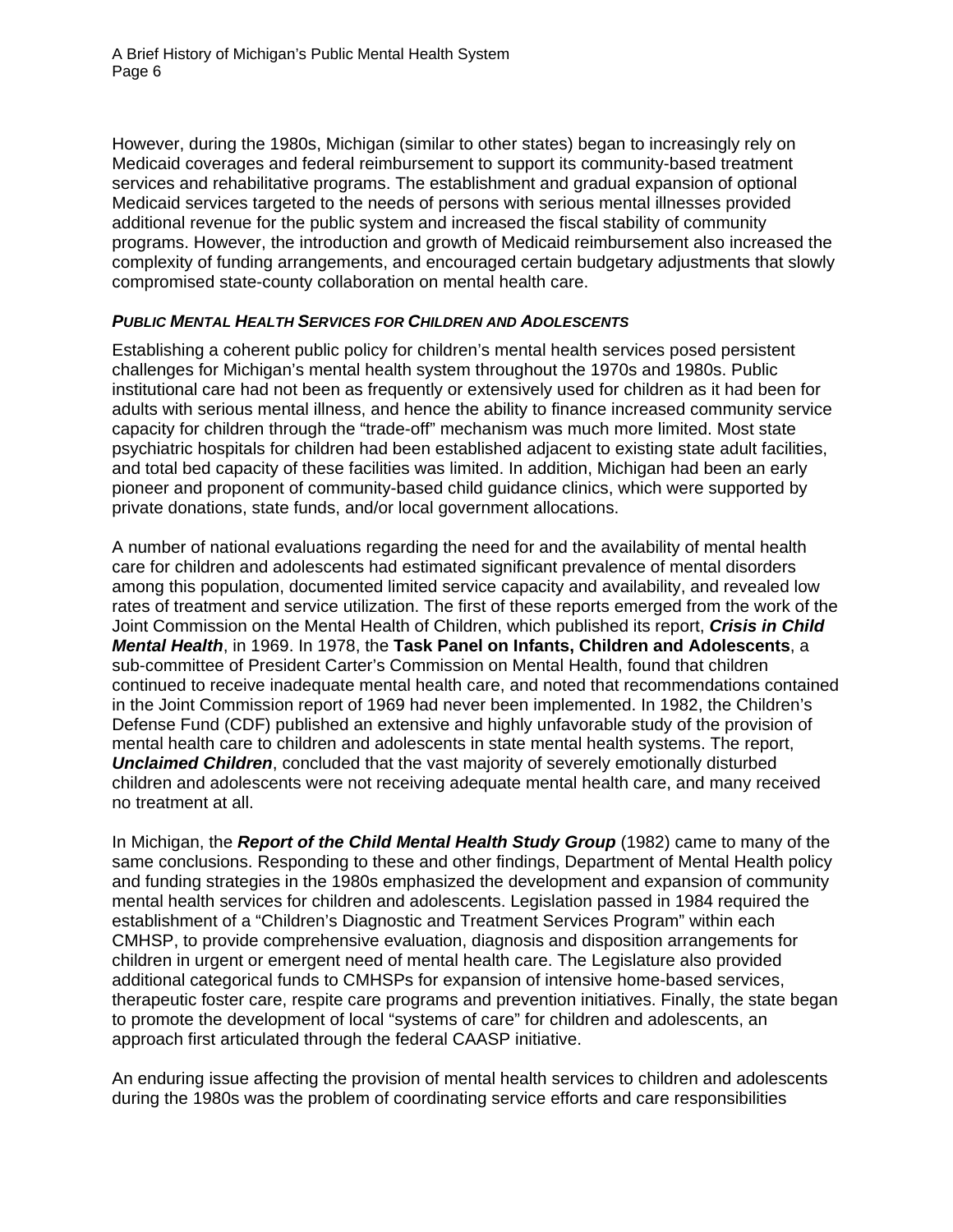However, during the 1980s, Michigan (similar to other states) began to increasingly rely on Medicaid coverages and federal reimbursement to support its community-based treatment services and rehabilitative programs. The establishment and gradual expansion of optional Medicaid services targeted to the needs of persons with serious mental illnesses provided additional revenue for the public system and increased the fiscal stability of community programs. However, the introduction and growth of Medicaid reimbursement also increased the complexity of funding arrangements, and encouraged certain budgetary adjustments that slowly compromised state-county collaboration on mental health care.

#### *PUBLIC MENTAL HEALTH SERVICES FOR CHILDREN AND ADOLESCENTS*

Establishing a coherent public policy for children's mental health services posed persistent challenges for Michigan's mental health system throughout the 1970s and 1980s. Public institutional care had not been as frequently or extensively used for children as it had been for adults with serious mental illness, and hence the ability to finance increased community service capacity for children through the "trade-off" mechanism was much more limited. Most state psychiatric hospitals for children had been established adjacent to existing state adult facilities, and total bed capacity of these facilities was limited. In addition, Michigan had been an early pioneer and proponent of community-based child guidance clinics, which were supported by private donations, state funds, and/or local government allocations.

A number of national evaluations regarding the need for and the availability of mental health care for children and adolescents had estimated significant prevalence of mental disorders among this population, documented limited service capacity and availability, and revealed low rates of treatment and service utilization. The first of these reports emerged from the work of the Joint Commission on the Mental Health of Children, which published its report, ***Crisis in Child Mental Health***, in 1969. In 1978, the **Task Panel on Infants, Children and Adolescents**, a sub-committee of President Carter's Commission on Mental Health, found that children continued to receive inadequate mental health care, and noted that recommendations contained in the Joint Commission report of 1969 had never been implemented. In 1982, the Children's Defense Fund (CDF) published an extensive and highly unfavorable study of the provision of mental health care to children and adolescents in state mental health systems. The report, ***Unclaimed Children***, concluded that the vast majority of severely emotionally disturbed children and adolescents were not receiving adequate mental health care, and many received no treatment at all.

In Michigan, the ***Report of the Child Mental Health Study Group*** (1982) came to many of the same conclusions. Responding to these and other findings, Department of Mental Health policy and funding strategies in the 1980s emphasized the development and expansion of community mental health services for children and adolescents. Legislation passed in 1984 required the establishment of a "Children's Diagnostic and Treatment Services Program" within each CMHSP, to provide comprehensive evaluation, diagnosis and disposition arrangements for children in urgent or emergent need of mental health care. The Legislature also provided additional categorical funds to CMHSPs for expansion of intensive home-based services, therapeutic foster care, respite care programs and prevention initiatives. Finally, the state began to promote the development of local "systems of care" for children and adolescents, an approach first articulated through the federal CAASP initiative.

An enduring issue affecting the provision of mental health services to children and adolescents during the 1980s was the problem of coordinating service efforts and care responsibilities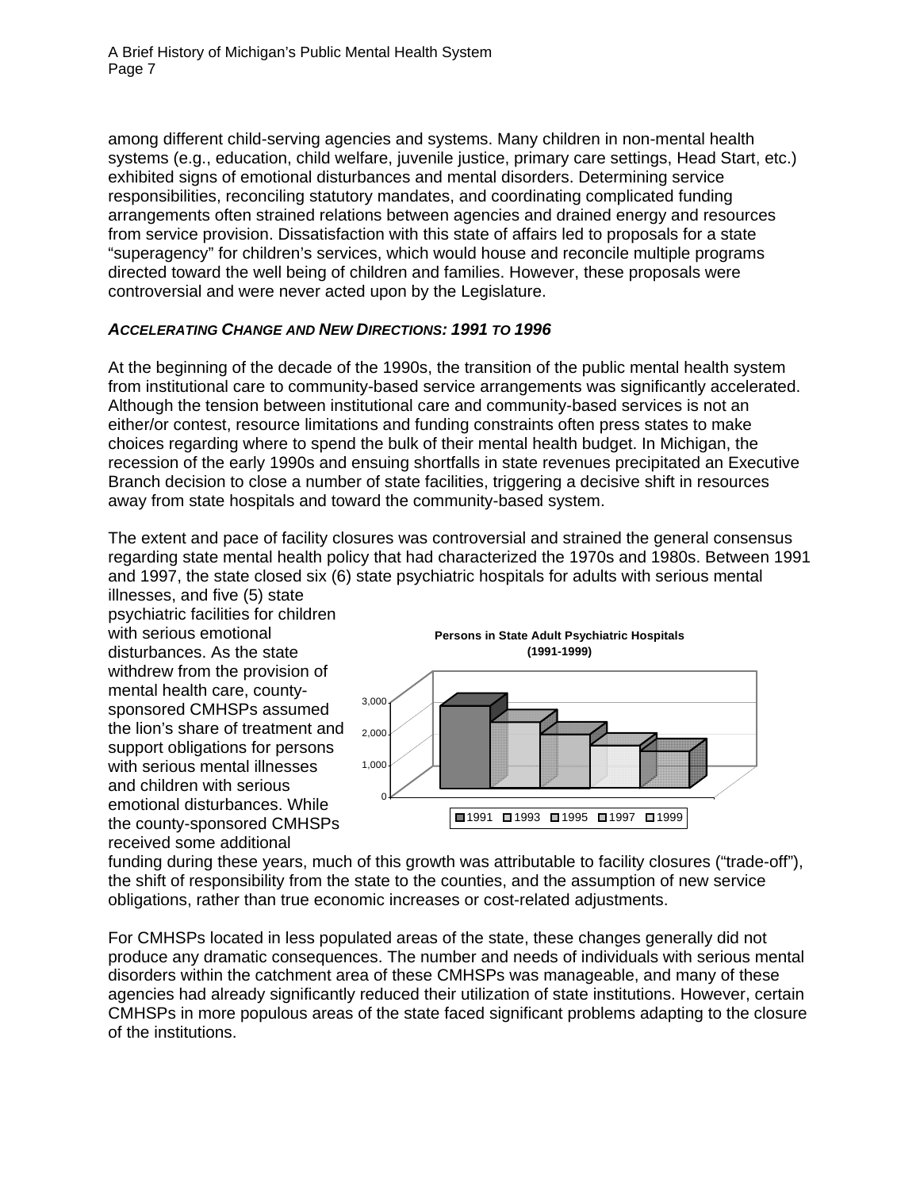among different child-serving agencies and systems. Many children in non-mental health systems (e.g., education, child welfare, juvenile justice, primary care settings, Head Start, etc.) exhibited signs of emotional disturbances and mental disorders. Determining service responsibilities, reconciling statutory mandates, and coordinating complicated funding arrangements often strained relations between agencies and drained energy and resources from service provision. Dissatisfaction with this state of affairs led to proposals for a state "superagency" for children's services, which would house and reconcile multiple programs directed toward the well being of children and families. However, these proposals were controversial and were never acted upon by the Legislature.

### *ACCELERATING CHANGE AND NEW DIRECTIONS: 1991 TO 1996*

At the beginning of the decade of the 1990s, the transition of the public mental health system from institutional care to community-based service arrangements was significantly accelerated. Although the tension between institutional care and community-based services is not an either/or contest, resource limitations and funding constraints often press states to make choices regarding where to spend the bulk of their mental health budget. In Michigan, the recession of the early 1990s and ensuing shortfalls in state revenues precipitated an Executive Branch decision to close a number of state facilities, triggering a decisive shift in resources away from state hospitals and toward the community-based system.

The extent and pace of facility closures was controversial and strained the general consensus regarding state mental health policy that had characterized the 1970s and 1980s. Between 1991 and 1997, the state closed six (6) state psychiatric hospitals for adults with serious mental illnesses, and five (5) state psychiatric facilities for children with serious emotional disturbances. As the state withdrew from the provision of mental health care, county-sponsored CMHSPs assumed the lion's share of treatment and support obligations for persons with serious mental illnesses and children with serious emotional disturbances. While the county-sponsored CMHSPs received some additional funding during these years, much of this growth was attributable to facility closures ("trade-off"), the shift of responsibility from the state to the counties, and the assumption of new service obligations, rather than true economic increases or cost-related adjustments.

**Persons in State Adult Psychiatric Hospitals (1991-1999)**

For CMHSPs located in less populated areas of the state, these changes generally did not produce any dramatic consequences. The number and needs of individuals with serious mental disorders within the catchment area of these CMHSPs was manageable, and many of these agencies had already significantly reduced their utilization of state institutions. However, certain CMHSPs in more populous areas of the state faced significant problems adapting to the closure of the institutions.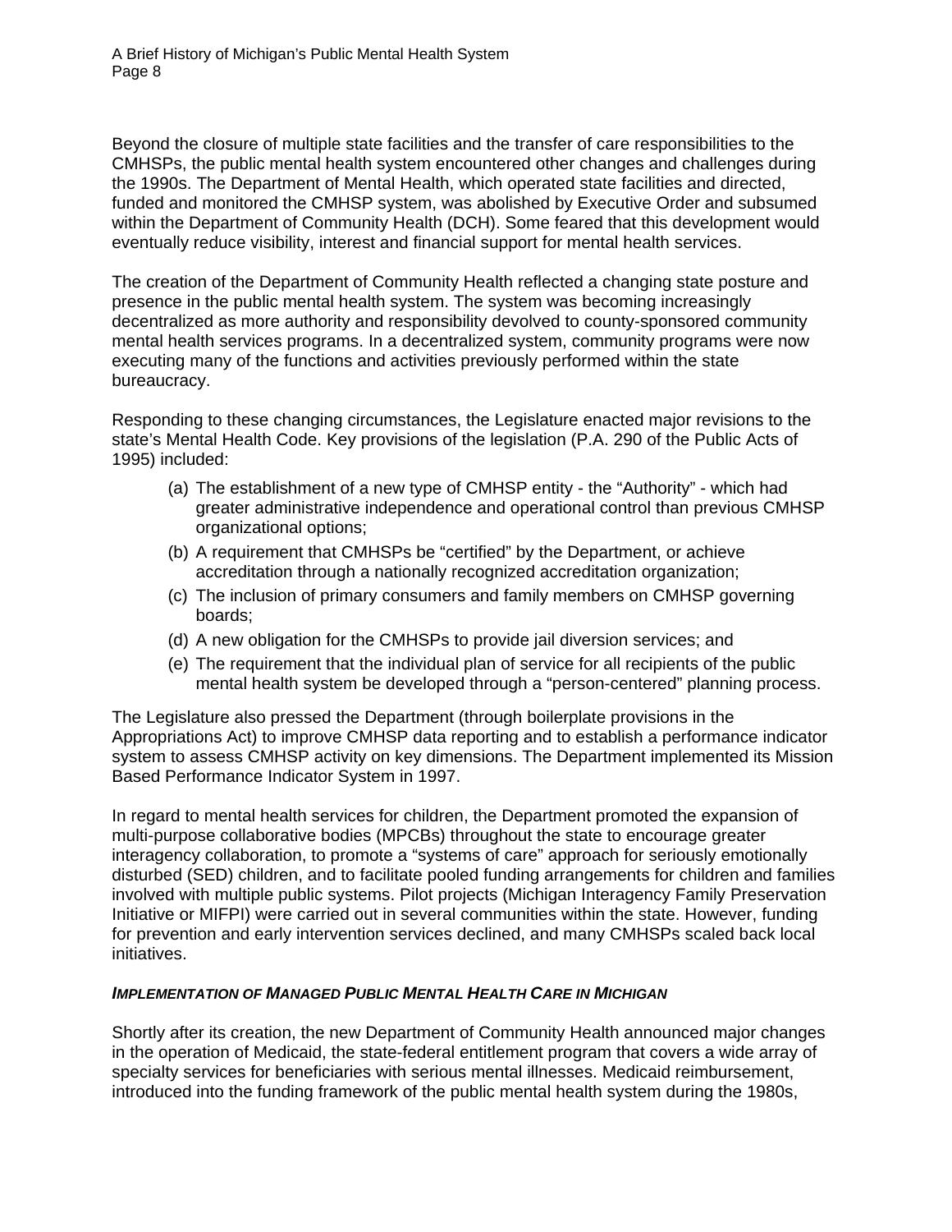Beyond the closure of multiple state facilities and the transfer of care responsibilities to the CMHSPs, the public mental health system encountered other changes and challenges during the 1990s. The Department of Mental Health, which operated state facilities and directed, funded and monitored the CMHSP system, was abolished by Executive Order and subsumed within the Department of Community Health (DCH). Some feared that this development would eventually reduce visibility, interest and financial support for mental health services.

The creation of the Department of Community Health reflected a changing state posture and presence in the public mental health system. The system was becoming increasingly decentralized as more authority and responsibility devolved to county-sponsored community mental health services programs. In a decentralized system, community programs were now executing many of the functions and activities previously performed within the state bureaucracy.

Responding to these changing circumstances, the Legislature enacted major revisions to the state's Mental Health Code. Key provisions of the legislation (P.A. 290 of the Public Acts of 1995) included:

(a) The establishment of a new type of CMHSP entity - the "Authority" - which had greater administrative independence and operational control than previous CMHSP organizational options;
(b) A requirement that CMHSPs be "certified" by the Department, or achieve accreditation through a nationally recognized accreditation organization;
(c) The inclusion of primary consumers and family members on CMHSP governing boards;
(d) A new obligation for the CMHSPs to provide jail diversion services; and
(e) The requirement that the individual plan of service for all recipients of the public mental health system be developed through a "person-centered" planning process.

The Legislature also pressed the Department (through boilerplate provisions in the Appropriations Act) to improve CMHSP data reporting and to establish a performance indicator system to assess CMHSP activity on key dimensions. The Department implemented its Mission Based Performance Indicator System in 1997.

In regard to mental health services for children, the Department promoted the expansion of multi-purpose collaborative bodies (MPCBs) throughout the state to encourage greater interagency collaboration, to promote a "systems of care" approach for seriously emotionally disturbed (SED) children, and to facilitate pooled funding arrangements for children and families involved with multiple public systems. Pilot projects (Michigan Interagency Family Preservation Initiative or MIFPI) were carried out in several communities within the state. However, funding for prevention and early intervention services declined, and many CMHSPs scaled back local initiatives.

***IMPLEMENTATION OF MANAGED PUBLIC MENTAL HEALTH CARE IN MICHIGAN***

Shortly after its creation, the new Department of Community Health announced major changes in the operation of Medicaid, the state-federal entitlement program that covers a wide array of specialty services for beneficiaries with serious mental illnesses. Medicaid reimbursement, introduced into the funding framework of the public mental health system during the 1980s,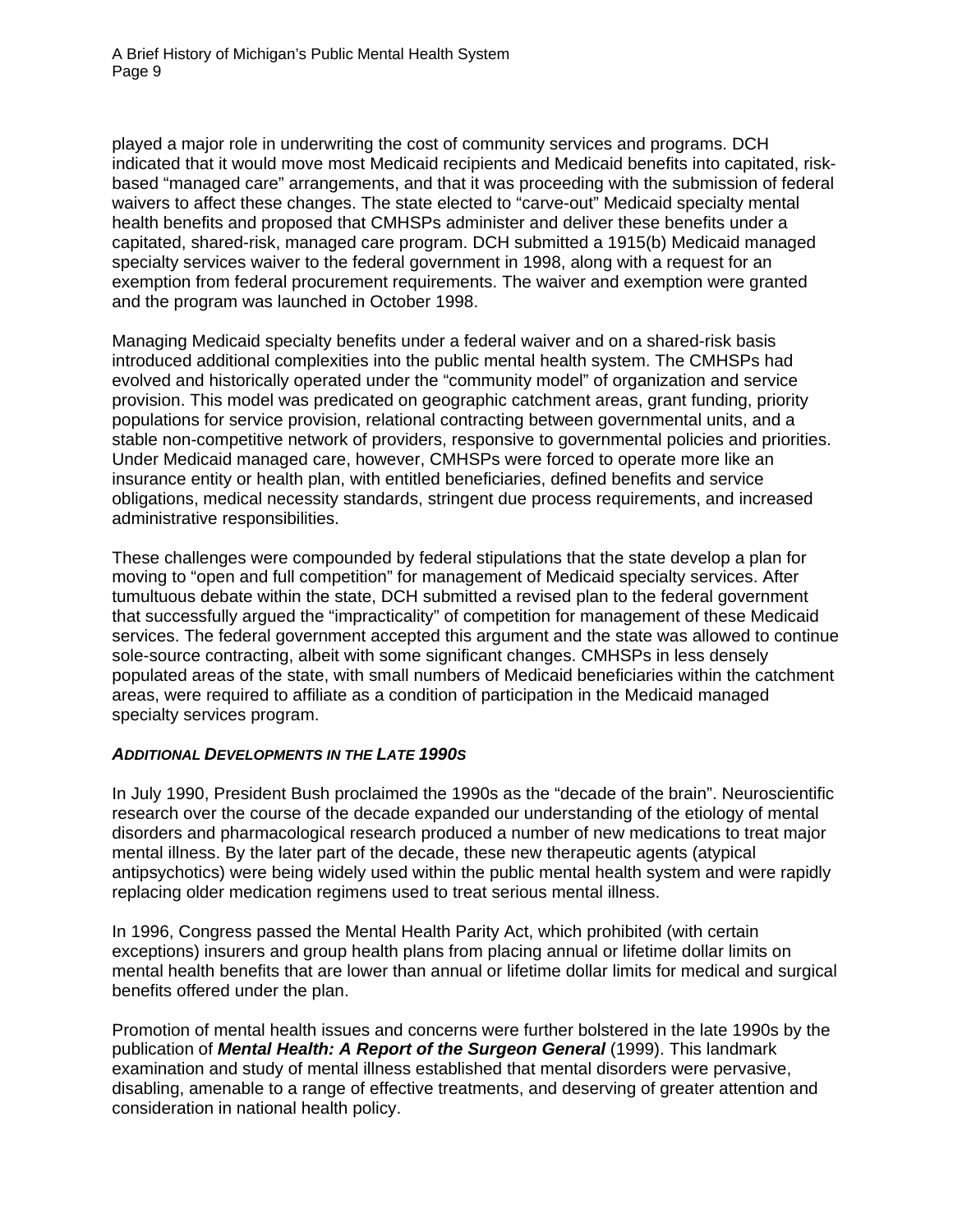played a major role in underwriting the cost of community services and programs. DCH indicated that it would move most Medicaid recipients and Medicaid benefits into capitated, risk-based "managed care" arrangements, and that it was proceeding with the submission of federal waivers to affect these changes. The state elected to "carve-out" Medicaid specialty mental health benefits and proposed that CMHSPs administer and deliver these benefits under a capitated, shared-risk, managed care program. DCH submitted a 1915(b) Medicaid managed specialty services waiver to the federal government in 1998, along with a request for an exemption from federal procurement requirements. The waiver and exemption were granted and the program was launched in October 1998.

Managing Medicaid specialty benefits under a federal waiver and on a shared-risk basis introduced additional complexities into the public mental health system. The CMHSPs had evolved and historically operated under the "community model" of organization and service provision. This model was predicated on geographic catchment areas, grant funding, priority populations for service provision, relational contracting between governmental units, and a stable non-competitive network of providers, responsive to governmental policies and priorities. Under Medicaid managed care, however, CMHSPs were forced to operate more like an insurance entity or health plan, with entitled beneficiaries, defined benefits and service obligations, medical necessity standards, stringent due process requirements, and increased administrative responsibilities.

These challenges were compounded by federal stipulations that the state develop a plan for moving to "open and full competition" for management of Medicaid specialty services. After tumultuous debate within the state, DCH submitted a revised plan to the federal government that successfully argued the "impracticality" of competition for management of these Medicaid services. The federal government accepted this argument and the state was allowed to continue sole-source contracting, albeit with some significant changes. CMHSPs in less densely populated areas of the state, with small numbers of Medicaid beneficiaries within the catchment areas, were required to affiliate as a condition of participation in the Medicaid managed specialty services program.

### *ADDITIONAL DEVELOPMENTS IN THE LATE 1990S*

In July 1990, President Bush proclaimed the 1990s as the "decade of the brain". Neuroscientific research over the course of the decade expanded our understanding of the etiology of mental disorders and pharmacological research produced a number of new medications to treat major mental illness. By the later part of the decade, these new therapeutic agents (atypical antipsychotics) were being widely used within the public mental health system and were rapidly replacing older medication regimens used to treat serious mental illness.

In 1996, Congress passed the Mental Health Parity Act, which prohibited (with certain exceptions) insurers and group health plans from placing annual or lifetime dollar limits on mental health benefits that are lower than annual or lifetime dollar limits for medical and surgical benefits offered under the plan.

Promotion of mental health issues and concerns were further bolstered in the late 1990s by the publication of ***Mental Health: A Report of the Surgeon General*** (1999). This landmark examination and study of mental illness established that mental disorders were pervasive, disabling, amenable to a range of effective treatments, and deserving of greater attention and consideration in national health policy.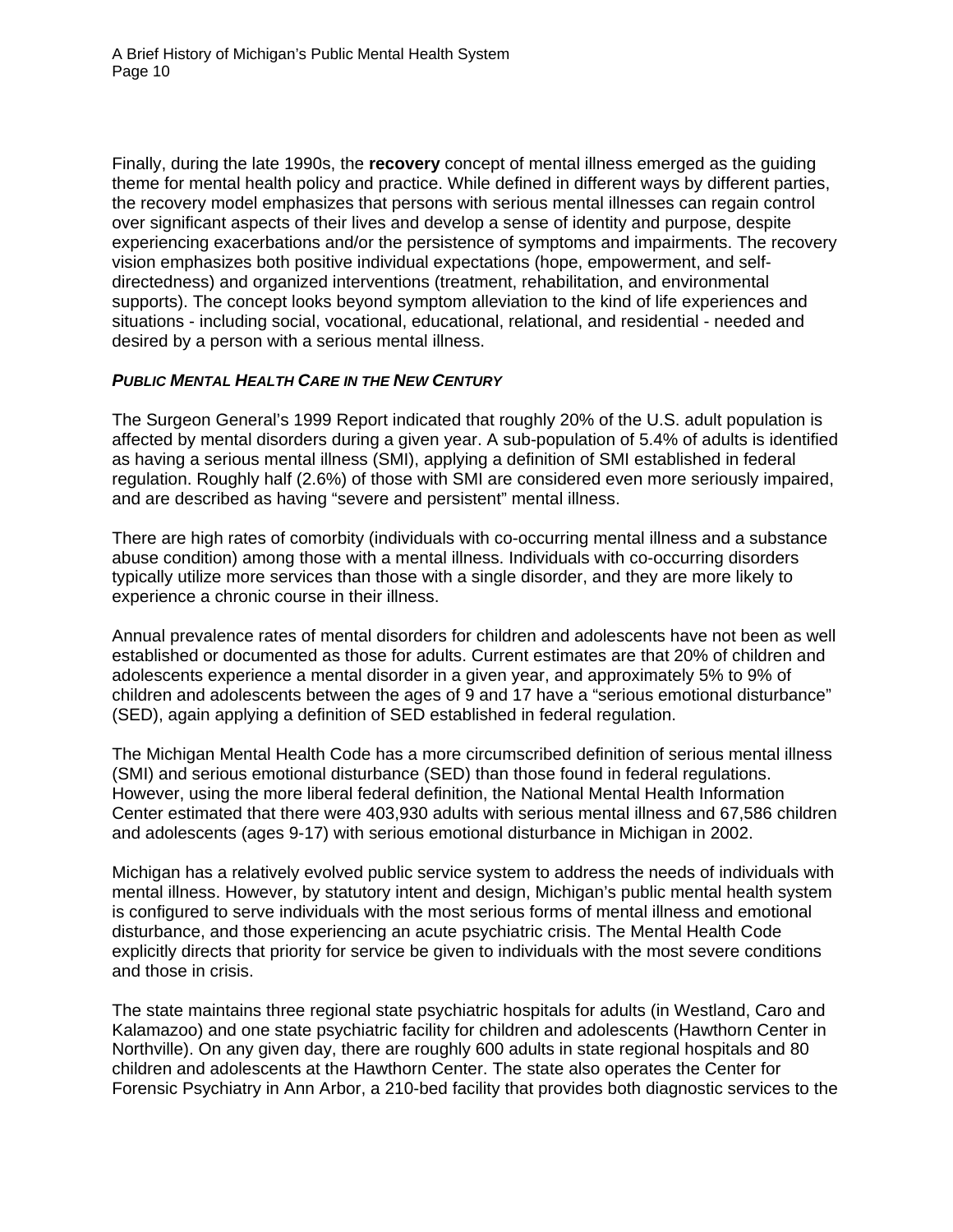Finally, during the late 1990s, the **recovery** concept of mental illness emerged as the guiding theme for mental health policy and practice. While defined in different ways by different parties, the recovery model emphasizes that persons with serious mental illnesses can regain control over significant aspects of their lives and develop a sense of identity and purpose, despite experiencing exacerbations and/or the persistence of symptoms and impairments. The recovery vision emphasizes both positive individual expectations (hope, empowerment, and self-directedness) and organized interventions (treatment, rehabilitation, and environmental supports). The concept looks beyond symptom alleviation to the kind of life experiences and situations - including social, vocational, educational, relational, and residential - needed and desired by a person with a serious mental illness.

### *PUBLIC MENTAL HEALTH CARE IN THE NEW CENTURY*

The Surgeon General's 1999 Report indicated that roughly 20% of the U.S. adult population is affected by mental disorders during a given year. A sub-population of 5.4% of adults is identified as having a serious mental illness (SMI), applying a definition of SMI established in federal regulation. Roughly half (2.6%) of those with SMI are considered even more seriously impaired, and are described as having "severe and persistent" mental illness.

There are high rates of comorbity (individuals with co-occurring mental illness and a substance abuse condition) among those with a mental illness. Individuals with co-occurring disorders typically utilize more services than those with a single disorder, and they are more likely to experience a chronic course in their illness.

Annual prevalence rates of mental disorders for children and adolescents have not been as well established or documented as those for adults. Current estimates are that 20% of children and adolescents experience a mental disorder in a given year, and approximately 5% to 9% of children and adolescents between the ages of 9 and 17 have a "serious emotional disturbance" (SED), again applying a definition of SED established in federal regulation.

The Michigan Mental Health Code has a more circumscribed definition of serious mental illness (SMI) and serious emotional disturbance (SED) than those found in federal regulations. However, using the more liberal federal definition, the National Mental Health Information Center estimated that there were 403,930 adults with serious mental illness and 67,586 children and adolescents (ages 9-17) with serious emotional disturbance in Michigan in 2002.

Michigan has a relatively evolved public service system to address the needs of individuals with mental illness. However, by statutory intent and design, Michigan's public mental health system is configured to serve individuals with the most serious forms of mental illness and emotional disturbance, and those experiencing an acute psychiatric crisis. The Mental Health Code explicitly directs that priority for service be given to individuals with the most severe conditions and those in crisis.

The state maintains three regional state psychiatric hospitals for adults (in Westland, Caro and Kalamazoo) and one state psychiatric facility for children and adolescents (Hawthorn Center in Northville). On any given day, there are roughly 600 adults in state regional hospitals and 80 children and adolescents at the Hawthorn Center. The state also operates the Center for Forensic Psychiatry in Ann Arbor, a 210-bed facility that provides both diagnostic services to the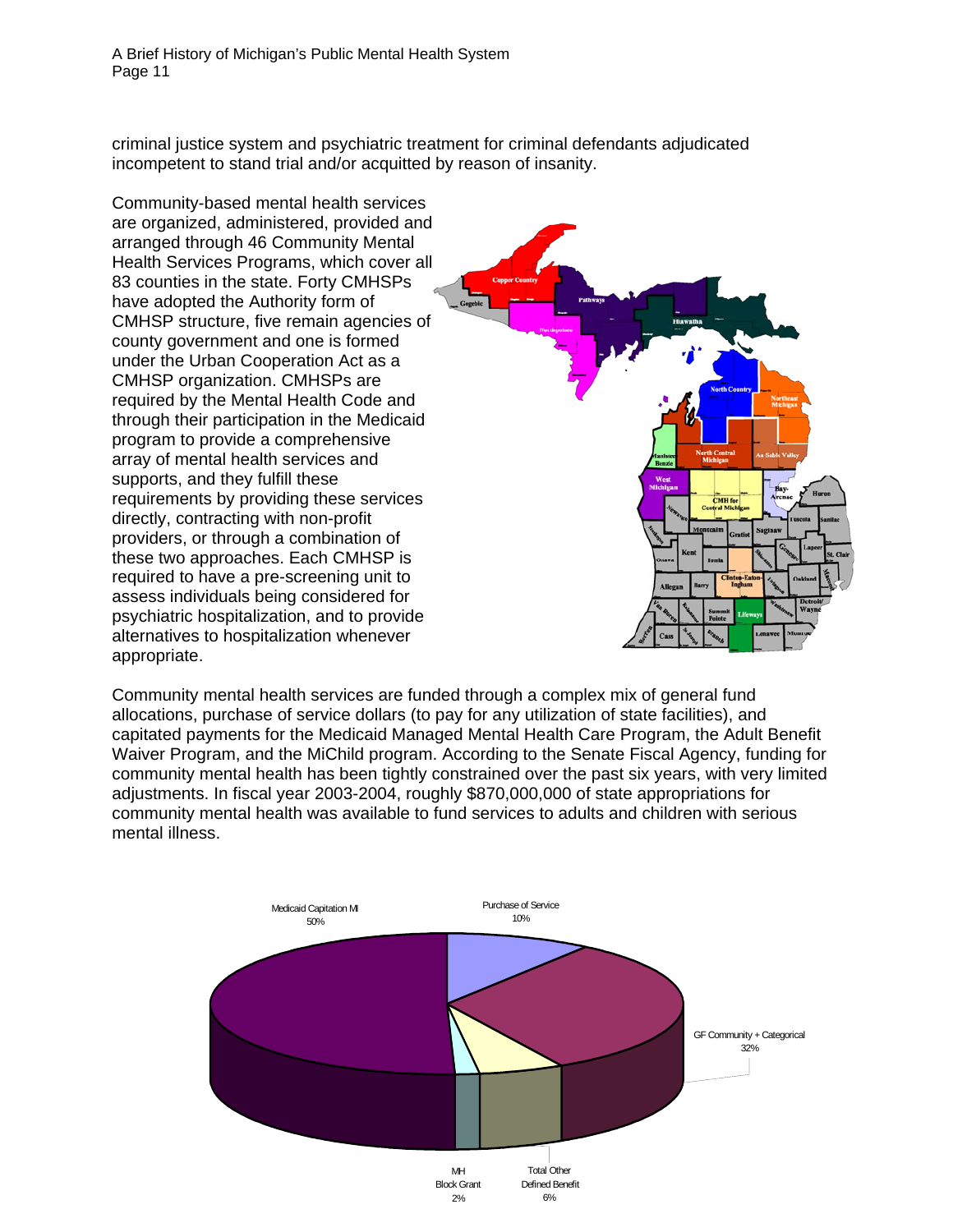criminal justice system and psychiatric treatment for criminal defendants adjudicated incompetent to stand trial and/or acquitted by reason of insanity.

Community-based mental health services are organized, administered, provided and arranged through 46 Community Mental Health Services Programs, which cover all 83 counties in the state. Forty CMHSPs have adopted the Authority form of CMHSP structure, five remain agencies of county government and one is formed under the Urban Cooperation Act as a CMHSP organization. CMHSPs are required by the Mental Health Code and through their participation in the Medicaid program to provide a comprehensive array of mental health services and supports, and they fulfill these requirements by providing these services directly, contracting with non-profit providers, or through a combination of these two approaches. Each CMHSP is required to have a pre-screening unit to assess individuals being considered for psychiatric hospitalization, and to provide alternatives to hospitalization whenever appropriate.

Community mental health services are funded through a complex mix of general fund allocations, purchase of service dollars (to pay for any utilization of state facilities), and capitated payments for the Medicaid Managed Mental Health Care Program, the Adult Benefit Waiver Program, and the MiChild program. According to the Senate Fiscal Agency, funding for community mental health has been tightly constrained over the past six years, with very limited adjustments. In fiscal year 2003-2004, roughly $870,000,000 of state appropriations for community mental health was available to fund services to adults and children with serious mental illness.

| Funding Source | Percent |
|---|---|
| Medicaid Capitation MI | 50% |
| Purchase of Service | 10% |
| GF Community + Categorical | 32% |
| Total Other Defined Benefit | 6% |
| MH Block Grant | 2% |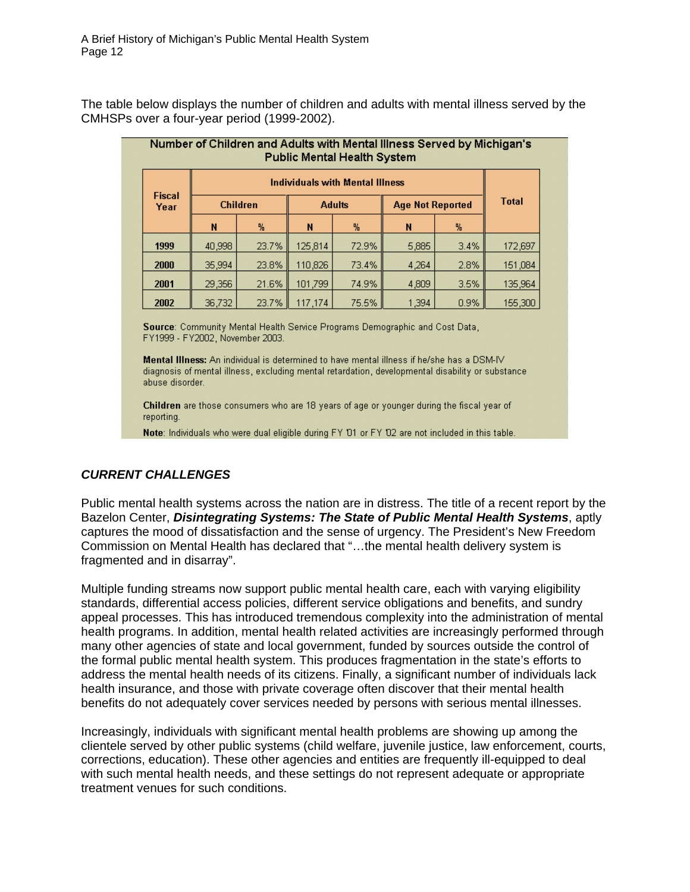The table below displays the number of children and adults with mental illness served by the CMHSPs over a four-year period (1999-2002).

**Number of Children and Adults with Mental Illness Served by Michigan's Public Mental Health System**

| Fiscal Year | Individuals with Mental Illness | | | | | | Total |
|---|---|---|---|---|---|---|---|
| | Children | | Adults | | Age Not Reported | | |
| | N | % | N | % | N | % | |
| 1999 | 40,998 | 23.7% | 125,814 | 72.9% | 5,885 | 3.4% | 172,697 |
| 2000 | 35,994 | 23.8% | 110,826 | 73.4% | 4,264 | 2.8% | 151,084 |
| 2001 | 29,356 | 21.6% | 101,799 | 74.9% | 4,809 | 3.5% | 135,964 |
| 2002 | 36,732 | 23.7% | 117,174 | 75.5% | 1,394 | 0.9% | 155,300 |

**Source**: Community Mental Health Service Programs Demographic and Cost Data, FY1999 - FY2002, November 2003.

**Mental Illness:** An individual is determined to have mental illness if he/she has a DSM-IV diagnosis of mental illness, excluding mental retardation, developmental disability or substance abuse disorder.

**Children** are those consumers who are 18 years of age or younger during the fiscal year of reporting.

**Note**: Individuals who were dual eligible during FY '01 or FY '02 are not included in this table.

## *CURRENT CHALLENGES*

Public mental health systems across the nation are in distress. The title of a recent report by the Bazelon Center, ***Disintegrating Systems: The State of Public Mental Health Systems***, aptly captures the mood of dissatisfaction and the sense of urgency. The President's New Freedom Commission on Mental Health has declared that "…the mental health delivery system is fragmented and in disarray".

Multiple funding streams now support public mental health care, each with varying eligibility standards, differential access policies, different service obligations and benefits, and sundry appeal processes. This has introduced tremendous complexity into the administration of mental health programs. In addition, mental health related activities are increasingly performed through many other agencies of state and local government, funded by sources outside the control of the formal public mental health system. This produces fragmentation in the state's efforts to address the mental health needs of its citizens. Finally, a significant number of individuals lack health insurance, and those with private coverage often discover that their mental health benefits do not adequately cover services needed by persons with serious mental illnesses.

Increasingly, individuals with significant mental health problems are showing up among the clientele served by other public systems (child welfare, juvenile justice, law enforcement, courts, corrections, education). These other agencies and entities are frequently ill-equipped to deal with such mental health needs, and these settings do not represent adequate or appropriate treatment venues for such conditions.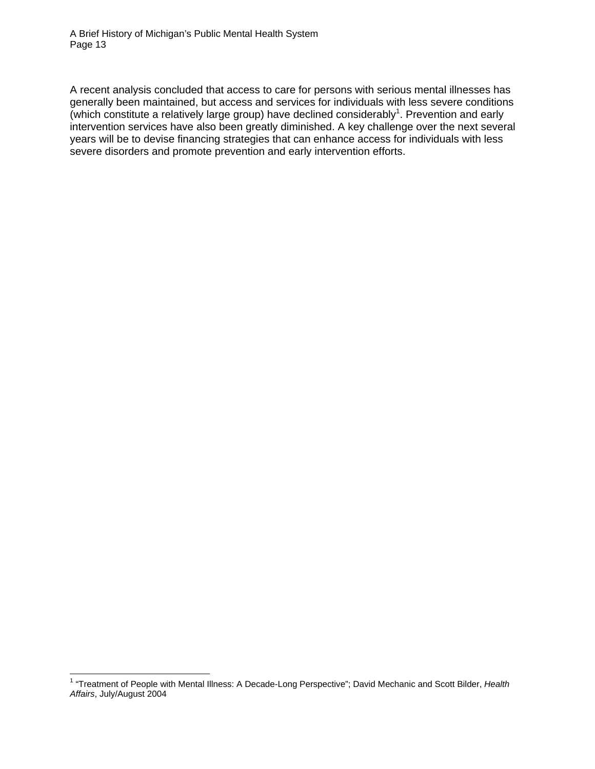A recent analysis concluded that access to care for persons with serious mental illnesses has generally been maintained, but access and services for individuals with less severe conditions (which constitute a relatively large group) have declined considerably[1]. Prevention and early intervention services have also been greatly diminished. A key challenge over the next several years will be to devise financing strategies that can enhance access for individuals with less severe disorders and promote prevention and early intervention efforts.

---

[1] "Treatment of People with Mental Illness: A Decade-Long Perspective"; David Mechanic and Scott Bilder, *Health Affairs*, July/August 2004